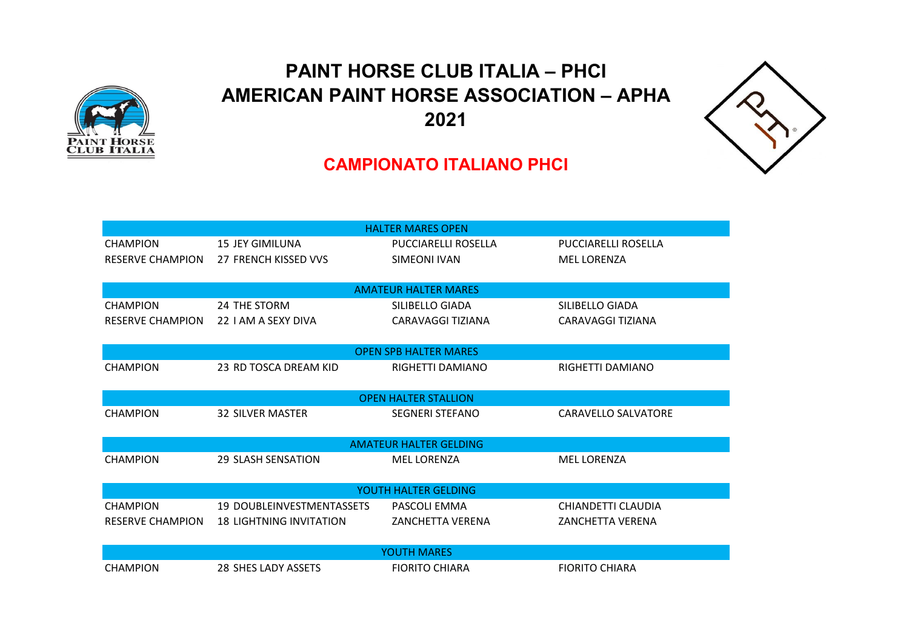# PAINT HORSE CLUB ITALIA – PHCI
# AMERICAN PAINT HORSE ASSOCIATION – APHA
# 2021

## CAMPIONATO ITALIANO PHCI

| HALTER MARES OPEN | | | |
|---|---|---|---|
| CHAMPION | 15 JEY GIMILUNA | PUCCIARELLI ROSELLA | PUCCIARELLI ROSELLA |
| RESERVE CHAMPION | 27 FRENCH KISSED VVS | SIMEONI IVAN | MEL LORENZA |

| AMATEUR HALTER MARES | | | |
|---|---|---|---|
| CHAMPION | 24 THE STORM | SILIBELLO GIADA | SILIBELLO GIADA |
| RESERVE CHAMPION | 22 I AM A SEXY DIVA | CARAVAGGI TIZIANA | CARAVAGGI TIZIANA |

| OPEN SPB HALTER MARES | | | |
|---|---|---|---|
| CHAMPION | 23 RD TOSCA DREAM KID | RIGHETTI DAMIANO | RIGHETTI DAMIANO |

| OPEN HALTER STALLION | | | |
|---|---|---|---|
| CHAMPION | 32 SILVER MASTER | SEGNERI STEFANO | CARAVELLO SALVATORE |

| AMATEUR HALTER GELDING | | | |
|---|---|---|---|
| CHAMPION | 29 SLASH SENSATION | MEL LORENZA | MEL LORENZA |

| YOUTH HALTER GELDING | | | |
|---|---|---|---|
| CHAMPION | 19 DOUBLEINVESTMENTASSETS | PASCOLI EMMA | CHIANDETTI CLAUDIA |
| RESERVE CHAMPION | 18 LIGHTNING INVITATION | ZANCHETTA VERENA | ZANCHETTA VERENA |

| YOUTH MARES | | | |
|---|---|---|---|
| CHAMPION | 28 SHES LADY ASSETS | FIORITO CHIARA | FIORITO CHIARA |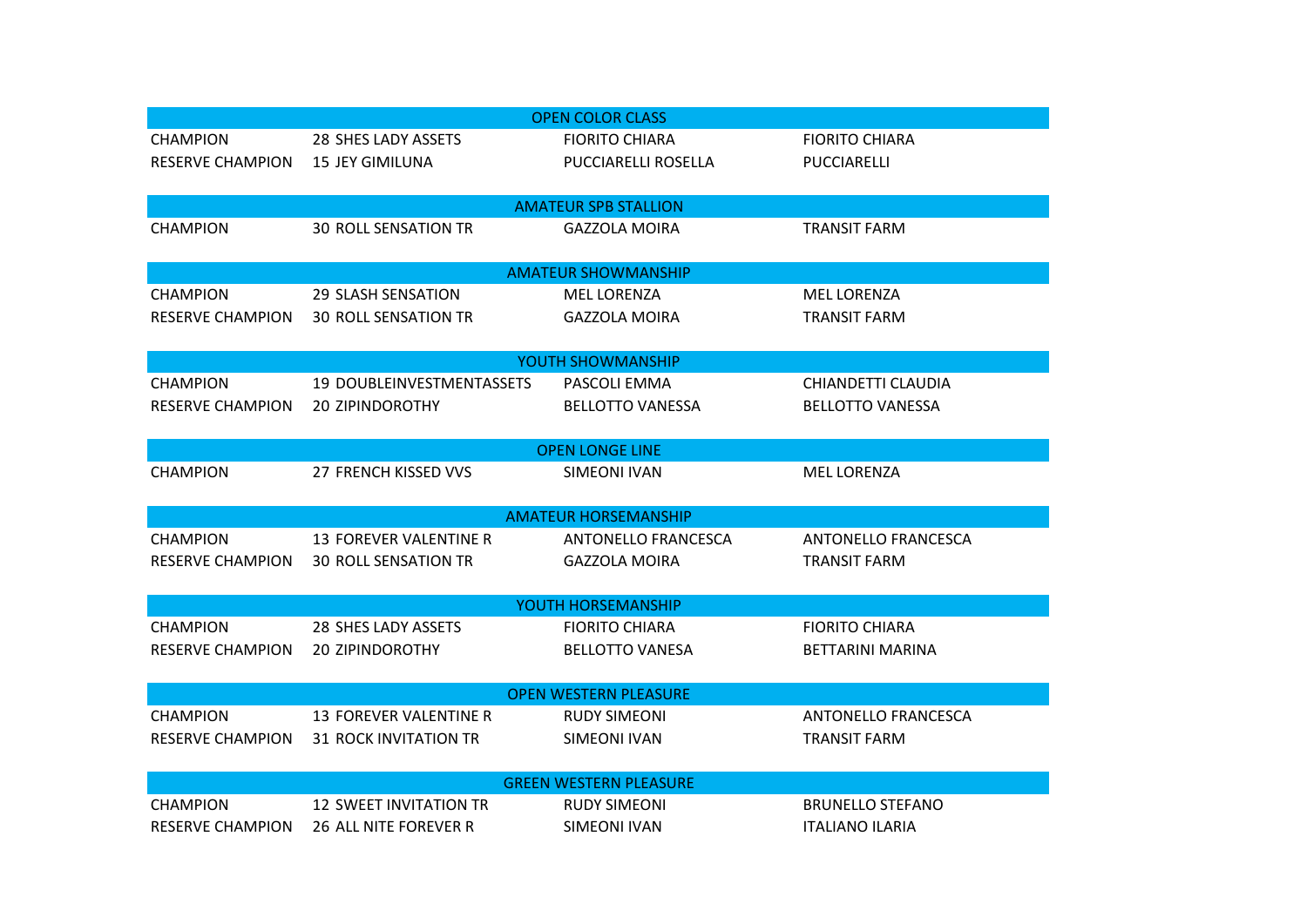| OPEN COLOR CLASS | | | |
|---|---|---|---|
| CHAMPION | 28 SHES LADY ASSETS | FIORITO CHIARA | FIORITO CHIARA |
| RESERVE CHAMPION | 15 JEY GIMILUNA | PUCCIARELLI ROSELLA | PUCCIARELLI |

| AMATEUR SPB STALLION | | | |
|---|---|---|---|
| CHAMPION | 30 ROLL SENSATION TR | GAZZOLA MOIRA | TRANSIT FARM |

| AMATEUR SHOWMANSHIP | | | |
|---|---|---|---|
| CHAMPION | 29 SLASH SENSATION | MEL LORENZA | MEL LORENZA |
| RESERVE CHAMPION | 30 ROLL SENSATION TR | GAZZOLA MOIRA | TRANSIT FARM |

| YOUTH SHOWMANSHIP | | | |
|---|---|---|---|
| CHAMPION | 19 DOUBLEINVESTMENTASSETS | PASCOLI EMMA | CHIANDETTI CLAUDIA |
| RESERVE CHAMPION | 20 ZIPINDOROTHY | BELLOTTO VANESSA | BELLOTTO VANESSA |

| OPEN LONGE LINE | | | |
|---|---|---|---|
| CHAMPION | 27 FRENCH KISSED VVS | SIMEONI IVAN | MEL LORENZA |

| AMATEUR HORSEMANSHIP | | | |
|---|---|---|---|
| CHAMPION | 13 FOREVER VALENTINE R | ANTONELLO FRANCESCA | ANTONELLO FRANCESCA |
| RESERVE CHAMPION | 30 ROLL SENSATION TR | GAZZOLA MOIRA | TRANSIT FARM |

| YOUTH HORSEMANSHIP | | | |
|---|---|---|---|
| CHAMPION | 28 SHES LADY ASSETS | FIORITO CHIARA | FIORITO CHIARA |
| RESERVE CHAMPION | 20 ZIPINDOROTHY | BELLOTTO VANESA | BETTARINI MARINA |

| OPEN WESTERN PLEASURE | | | |
|---|---|---|---|
| CHAMPION | 13 FOREVER VALENTINE R | RUDY SIMEONI | ANTONELLO FRANCESCA |
| RESERVE CHAMPION | 31 ROCK INVITATION TR | SIMEONI IVAN | TRANSIT FARM |

| GREEN WESTERN PLEASURE | | | |
|---|---|---|---|
| CHAMPION | 12 SWEET INVITATION TR | RUDY SIMEONI | BRUNELLO STEFANO |
| RESERVE CHAMPION | 26 ALL NITE FOREVER R | SIMEONI IVAN | ITALIANO ILARIA |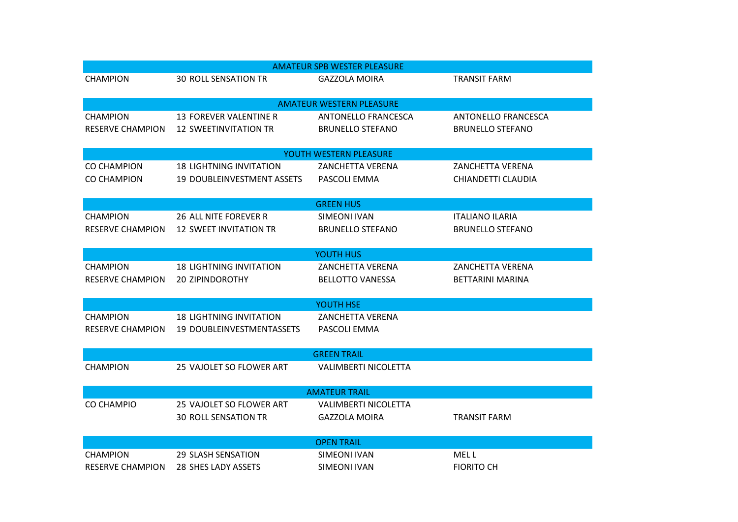| AMATEUR SPB WESTER PLEASURE | | | |
|---|---|---|---|
| CHAMPION | 30 ROLL SENSATION TR | GAZZOLA MOIRA | TRANSIT FARM |

| AMATEUR WESTERN PLEASURE | | | |
|---|---|---|---|
| CHAMPION | 13 FOREVER VALENTINE R | ANTONELLO FRANCESCA | ANTONELLO FRANCESCA |
| RESERVE CHAMPION | 12 SWEETINVITATION TR | BRUNELLO STEFANO | BRUNELLO STEFANO |

| YOUTH WESTERN PLEASURE | | | |
|---|---|---|---|
| CO CHAMPION | 18 LIGHTNING INVITATION | ZANCHETTA VERENA | ZANCHETTA VERENA |
| CO CHAMPION | 19 DOUBLEINVESTMENT ASSETS | PASCOLI EMMA | CHIANDETTI CLAUDIA |

| GREEN HUS | | | |
|---|---|---|---|
| CHAMPION | 26 ALL NITE FOREVER R | SIMEONI IVAN | ITALIANO ILARIA |
| RESERVE CHAMPION | 12 SWEET INVITATION TR | BRUNELLO STEFANO | BRUNELLO STEFANO |

| YOUTH HUS | | | |
|---|---|---|---|
| CHAMPION | 18 LIGHTNING INVITATION | ZANCHETTA VERENA | ZANCHETTA VERENA |
| RESERVE CHAMPION | 20 ZIPINDOROTHY | BELLOTTO VANESSA | BETTARINI MARINA |

| YOUTH HSE | | | |
|---|---|---|---|
| CHAMPION | 18 LIGHTNING INVITATION | ZANCHETTA VERENA | |
| RESERVE CHAMPION | 19 DOUBLEINVESTMENTASSETS | PASCOLI EMMA | |

| GREEN TRAIL | | | |
|---|---|---|---|
| CHAMPION | 25 VAJOLET SO FLOWER ART | VALIMBERTI NICOLETTA | |

| AMATEUR TRAIL | | | |
|---|---|---|---|
| CO CHAMPIO | 25 VAJOLET SO FLOWER ART | VALIMBERTI NICOLETTA | |
| | 30 ROLL SENSATION TR | GAZZOLA MOIRA | TRANSIT FARM |

| OPEN TRAIL | | | |
|---|---|---|---|
| CHAMPION | 29 SLASH SENSATION | SIMEONI IVAN | MEL L |
| RESERVE CHAMPION | 28 SHES LADY ASSETS | SIMEONI IVAN | FIORITO CH |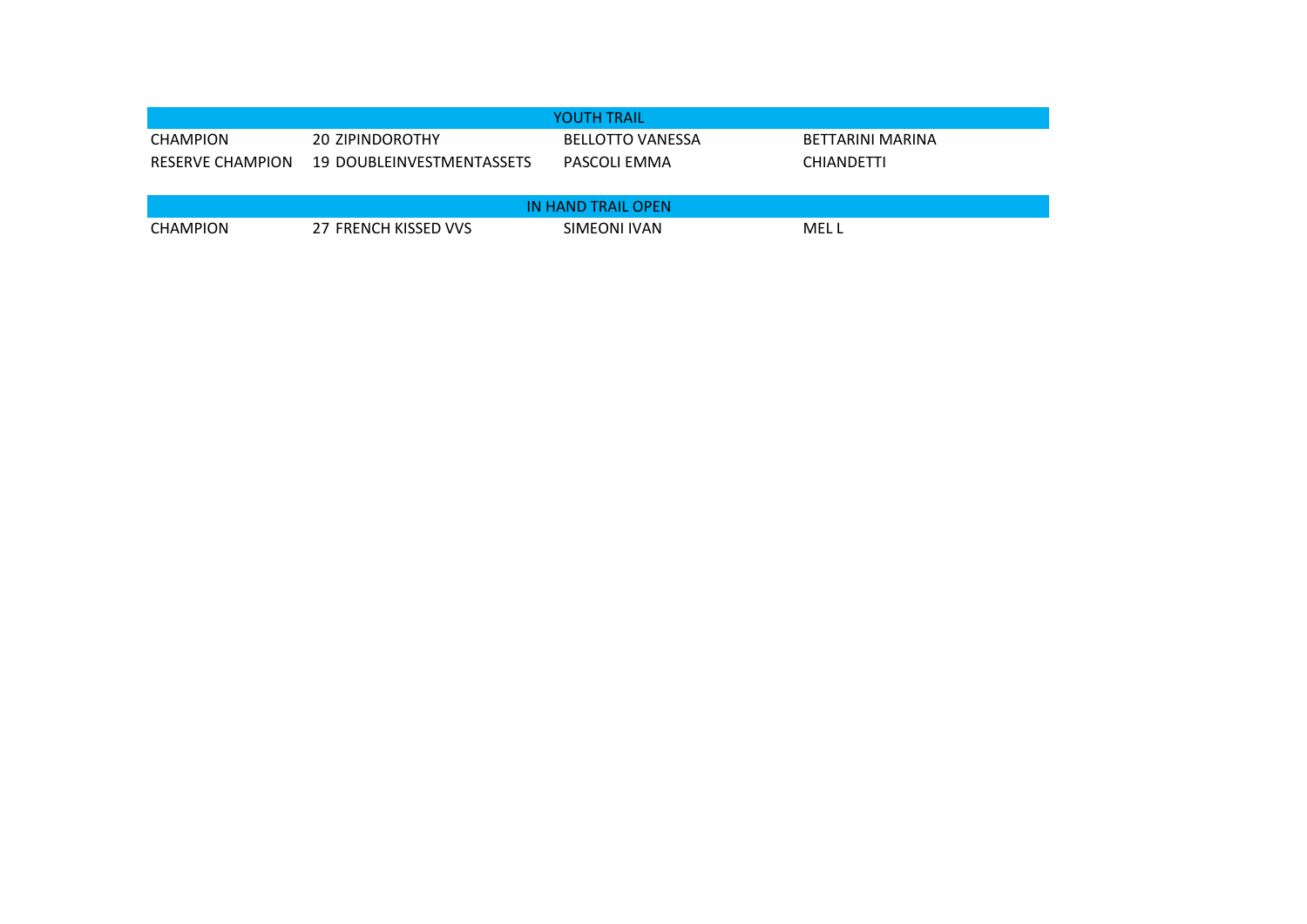| YOUTH TRAIL | | | |
| --- | --- | --- | --- |
| CHAMPION | 20 ZIPINDOROTHY | BELLOTTO VANESSA | BETTARINI MARINA |
| RESERVE CHAMPION | 19 DOUBLEINVESTMENTASSETS | PASCOLI EMMA | CHIANDETTI |

| IN HAND TRAIL OPEN | | | |
| --- | --- | --- | --- |
| CHAMPION | 27 FRENCH KISSED VVS | SIMEONI IVAN | MEL L |